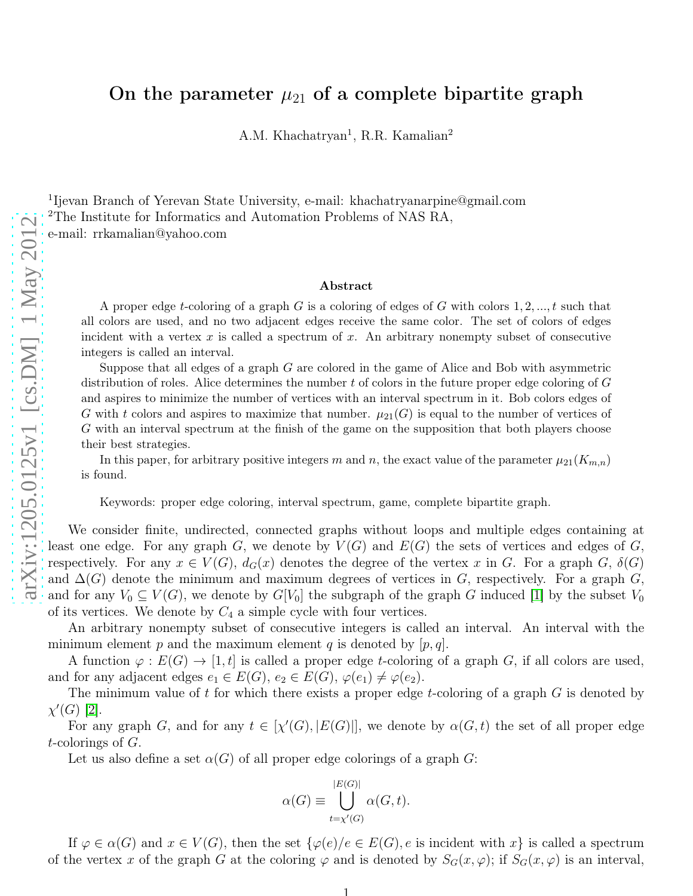# On the parameter $\mu_{21}$ of a complete bipartite graph

A.M. Khachatryan[1], R.R. Kamalian[2]

[1]Ijevan Branch of Yerevan State University, e-mail: khachatryanarpine@gmail.com
[2]The Institute for Informatics and Automation Problems of NAS RA,
e-mail: rrkamalian@yahoo.com

### Abstract

A proper edge $t$-coloring of a graph $G$ is a coloring of edges of $G$ with colors $1, 2, ..., t$ such that all colors are used, and no two adjacent edges receive the same color. The set of colors of edges incident with a vertex $x$ is called a spectrum of $x$. An arbitrary nonempty subset of consecutive integers is called an interval.

Suppose that all edges of a graph $G$ are colored in the game of Alice and Bob with asymmetric distribution of roles. Alice determines the number $t$ of colors in the future proper edge coloring of $G$ and aspires to minimize the number of vertices with an interval spectrum in it. Bob colors edges of $G$ with $t$ colors and aspires to maximize that number. $\mu_{21}(G)$ is equal to the number of vertices of $G$ with an interval spectrum at the finish of the game on the supposition that both players choose their best strategies.

In this paper, for arbitrary positive integers $m$ and $n$, the exact value of the parameter $\mu_{21}(K_{m,n})$ is found.

Keywords: proper edge coloring, interval spectrum, game, complete bipartite graph.

We consider finite, undirected, connected graphs without loops and multiple edges containing at least one edge. For any graph $G$, we denote by $V(G)$ and $E(G)$ the sets of vertices and edges of $G$, respectively. For any $x \in V(G)$, $d_G(x)$ denotes the degree of the vertex $x$ in $G$. For a graph $G$, $\delta(G)$ and $\Delta(G)$ denote the minimum and maximum degrees of vertices in $G$, respectively. For a graph $G$, and for any $V_0 \subseteq V(G)$, we denote by $G[V_0]$ the subgraph of the graph $G$ induced [1] by the subset $V_0$ of its vertices. We denote by $C_4$ a simple cycle with four vertices.

An arbitrary nonempty subset of consecutive integers is called an interval. An interval with the minimum element $p$ and the maximum element $q$ is denoted by $[p, q]$.

A function $\varphi : E(G) \to [1, t]$ is called a proper edge $t$-coloring of a graph $G$, if all colors are used, and for any adjacent edges $e_1 \in E(G)$, $e_2 \in E(G)$, $\varphi(e_1) \neq \varphi(e_2)$.

The minimum value of $t$ for which there exists a proper edge $t$-coloring of a graph $G$ is denoted by $\chi'(G)$ [2].

For any graph $G$, and for any $t \in [\chi'(G), |E(G)|]$, we denote by $\alpha(G, t)$ the set of all proper edge $t$-colorings of $G$.

Let us also define a set $\alpha(G)$ of all proper edge colorings of a graph $G$:

$$\alpha(G) \equiv \bigcup_{t=\chi'(G)}^{|E(G)|} \alpha(G, t).$$

If $\varphi \in \alpha(G)$ and $x \in V(G)$, then the set $\{\varphi(e)/e \in E(G), e \text{ is incident with } x\}$ is called a spectrum of the vertex $x$ of the graph $G$ at the coloring $\varphi$ and is denoted by $S_G(x, \varphi)$; if $S_G(x, \varphi)$ is an interval,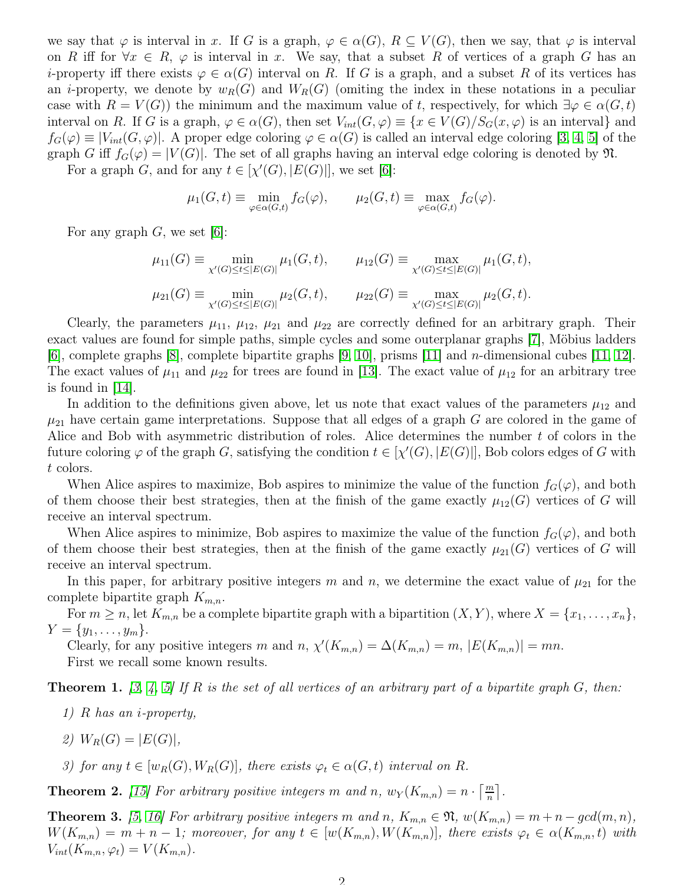we say that $\varphi$ is interval in $x$. If $G$ is a graph, $\varphi \in \alpha(G)$, $R \subseteq V(G)$, then we say, that $\varphi$ is interval on $R$ iff for $\forall x \in R$, $\varphi$ is interval in $x$. We say, that a subset $R$ of vertices of a graph $G$ has an $i$-property iff there exists $\varphi \in \alpha(G)$ interval on $R$. If $G$ is a graph, and a subset $R$ of its vertices has an $i$-property, we denote by $w_R(G)$ and $W_R(G)$ (omiting the index in these notations in a peculiar case with $R = V(G)$) the minimum and the maximum value of $t$, respectively, for which $\exists \varphi \in \alpha(G,t)$ interval on $R$. If $G$ is a graph, $\varphi \in \alpha(G)$, then set $V_{int}(G,\varphi) \equiv \{x \in V(G)/S_G(x,\varphi) \text{ is an interval}\}$ and $f_G(\varphi) \equiv |V_{int}(G,\varphi)|$. A proper edge coloring $\varphi \in \alpha(G)$ is called an interval edge coloring [3, 4, 5] of the graph $G$ iff $f_G(\varphi) = |V(G)|$. The set of all graphs having an interval edge coloring is denoted by $\mathfrak{N}$.

For a graph $G$, and for any $t \in [\chi'(G), |E(G)|]$, we set [6]:

$$\mu_1(G,t) \equiv \min_{\varphi \in \alpha(G,t)} f_G(\varphi), \qquad \mu_2(G,t) \equiv \max_{\varphi \in \alpha(G,t)} f_G(\varphi).$$

For any graph $G$, we set [6]:

$$\mu_{11}(G) \equiv \min_{\chi'(G) \le t \le |E(G)|} \mu_1(G,t), \qquad \mu_{12}(G) \equiv \max_{\chi'(G) \le t \le |E(G)|} \mu_1(G,t),$$

$$\mu_{21}(G) \equiv \min_{\chi'(G) \le t \le |E(G)|} \mu_2(G,t), \qquad \mu_{22}(G) \equiv \max_{\chi'(G) \le t \le |E(G)|} \mu_2(G,t).$$

Clearly, the parameters $\mu_{11}$, $\mu_{12}$, $\mu_{21}$ and $\mu_{22}$ are correctly defined for an arbitrary graph. Their exact values are found for simple paths, simple cycles and some outerplanar graphs [7], Möbius ladders [6], complete graphs [8], complete bipartite graphs [9, 10], prisms [11] and $n$-dimensional cubes [11, 12]. The exact values of $\mu_{11}$ and $\mu_{22}$ for trees are found in [13]. The exact value of $\mu_{12}$ for an arbitrary tree is found in [14].

In addition to the definitions given above, let us note that exact values of the parameters $\mu_{12}$ and $\mu_{21}$ have certain game interpretations. Suppose that all edges of a graph $G$ are colored in the game of Alice and Bob with asymmetric distribution of roles. Alice determines the number $t$ of colors in the future coloring $\varphi$ of the graph $G$, satisfying the condition $t \in [\chi'(G), |E(G)|]$, Bob colors edges of $G$ with $t$ colors.

When Alice aspires to maximize, Bob aspires to minimize the value of the function $f_G(\varphi)$, and both of them choose their best strategies, then at the finish of the game exactly $\mu_{12}(G)$ vertices of $G$ will receive an interval spectrum.

When Alice aspires to minimize, Bob aspires to maximize the value of the function $f_G(\varphi)$, and both of them choose their best strategies, then at the finish of the game exactly $\mu_{21}(G)$ vertices of $G$ will receive an interval spectrum.

In this paper, for arbitrary positive integers $m$ and $n$, we determine the exact value of $\mu_{21}$ for the complete bipartite graph $K_{m,n}$.

For $m \ge n$, let $K_{m,n}$ be a complete bipartite graph with a bipartition $(X,Y)$, where $X = \{x_1, \dots, x_n\}$, $Y = \{y_1, \dots, y_m\}$.

Clearly, for any positive integers $m$ and $n$, $\chi'(K_{m,n}) = \Delta(K_{m,n}) = m$, $|E(K_{m,n})| = mn$.

First we recall some known results.

**Theorem 1.** *[3, 4, 5] If $R$ is the set of all vertices of an arbitrary part of a bipartite graph $G$, then:*

*1) $R$ has an $i$-property,*

*2) $W_R(G) = |E(G)|$,*

*3) for any $t \in [w_R(G), W_R(G)]$, there exists $\varphi_t \in \alpha(G,t)$ interval on $R$.*

**Theorem 2.** *[15] For arbitrary positive integers $m$ and $n$, $w_Y(K_{m,n}) = n \cdot \left\lceil \frac{m}{n} \right\rceil$.*

**Theorem 3.** *[5, 16] For arbitrary positive integers $m$ and $n$, $K_{m,n} \in \mathfrak{N}$, $w(K_{m,n}) = m + n - gcd(m,n)$, $W(K_{m,n}) = m + n - 1$; moreover, for any $t \in [w(K_{m,n}), W(K_{m,n})]$, there exists $\varphi_t \in \alpha(K_{m,n}, t)$ with $V_{int}(K_{m,n}, \varphi_t) = V(K_{m,n})$.*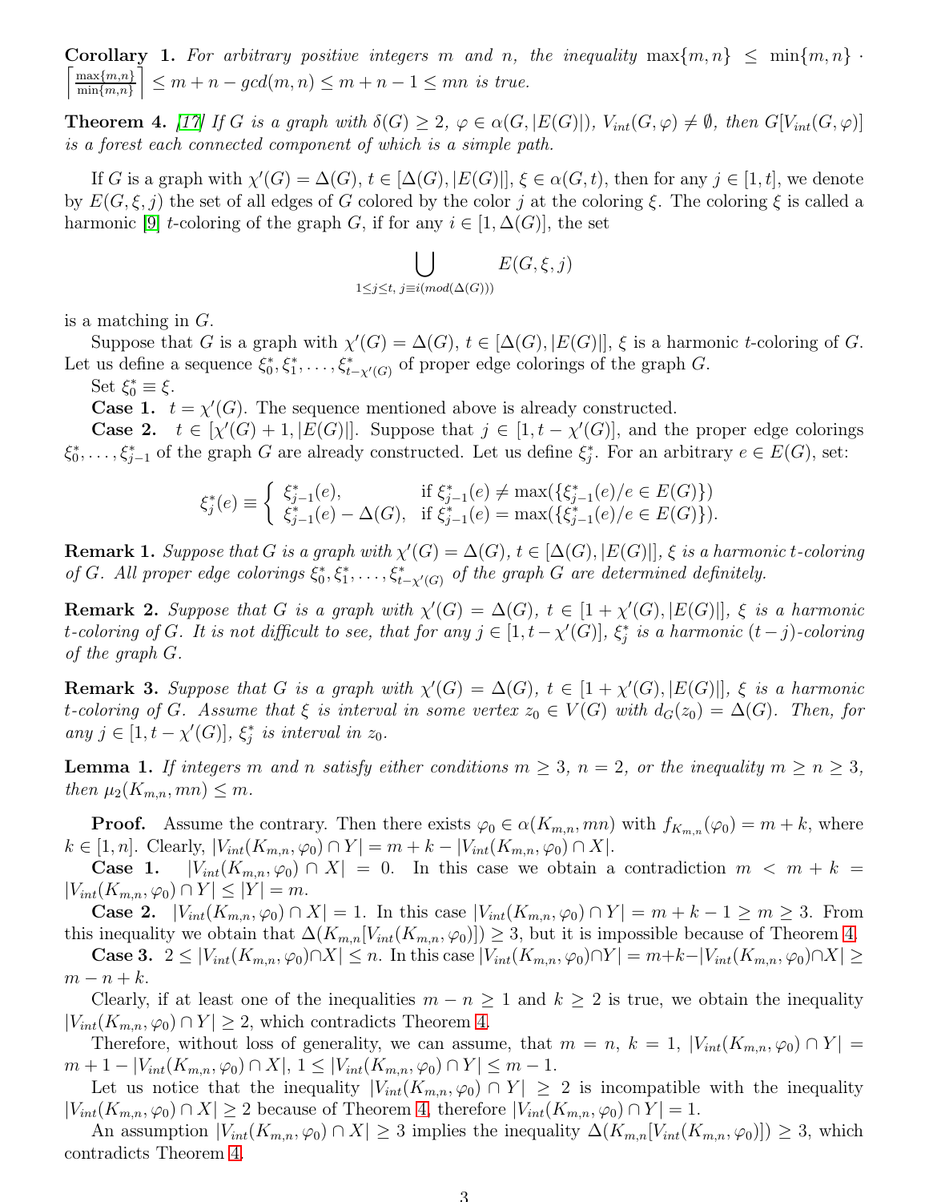**Corollary 1.** *For arbitrary positive integers $m$ and $n$, the inequality $\max\{m,n\} \le \min\{m,n\} \cdot \left\lceil \frac{\max\{m,n\}}{\min\{m,n\}} \right\rceil \le m+n-gcd(m,n) \le m+n-1 \le mn$ is true.*

**Theorem 4.** [17] *If $G$ is a graph with $\delta(G) \ge 2$, $\varphi \in \alpha(G, |E(G)|)$, $V_{int}(G,\varphi) \neq \emptyset$, then $G[V_{int}(G,\varphi)]$ is a forest each connected component of which is a simple path.*

If $G$ is a graph with $\chi'(G) = \Delta(G)$, $t \in [\Delta(G), |E(G)|]$, $\xi \in \alpha(G,t)$, then for any $j \in [1,t]$, we denote by $E(G,\xi,j)$ the set of all edges of $G$ colored by the color $j$ at the coloring $\xi$. The coloring $\xi$ is called a harmonic [9] $t$-coloring of the graph $G$, if for any $i \in [1, \Delta(G)]$, the set

$$\bigcup_{1 \le j \le t,\ j \equiv i (mod(\Delta(G)))} E(G,\xi,j)$$

is a matching in $G$.

Suppose that $G$ is a graph with $\chi'(G) = \Delta(G)$, $t \in [\Delta(G), |E(G)|]$, $\xi$ is a harmonic $t$-coloring of $G$. Let us define a sequence $\xi_0^*, \xi_1^*, \ldots, \xi_{t-\chi'(G)}^*$ of proper edge colorings of the graph $G$.

Set $\xi_0^* \equiv \xi$.

**Case 1.** $t = \chi'(G)$. The sequence mentioned above is already constructed.

**Case 2.** $t \in [\chi'(G)+1, |E(G)|]$. Suppose that $j \in [1, t-\chi'(G)]$, and the proper edge colorings $\xi_0^*, \ldots, \xi_{j-1}^*$ of the graph $G$ are already constructed. Let us define $\xi_j^*$. For an arbitrary $e \in E(G)$, set:

$$\xi_j^*(e) \equiv \begin{cases} \xi_{j-1}^*(e), & \text{if } \xi_{j-1}^*(e) \neq \max(\{\xi_{j-1}^*(e)/e \in E(G)\}) \\ \xi_{j-1}^*(e) - \Delta(G), & \text{if } \xi_{j-1}^*(e) = \max(\{\xi_{j-1}^*(e)/e \in E(G)\}). \end{cases}$$

**Remark 1.** *Suppose that $G$ is a graph with $\chi'(G) = \Delta(G)$, $t \in [\Delta(G), |E(G)|]$, $\xi$ is a harmonic $t$-coloring of $G$. All proper edge colorings $\xi_0^*, \xi_1^*, \ldots, \xi_{t-\chi'(G)}^*$ of the graph $G$ are determined definitely.*

**Remark 2.** *Suppose that $G$ is a graph with $\chi'(G) = \Delta(G)$, $t \in [1+\chi'(G), |E(G)|]$, $\xi$ is a harmonic $t$-coloring of $G$. It is not difficult to see, that for any $j \in [1, t-\chi'(G)]$, $\xi_j^*$ is a harmonic $(t-j)$-coloring of the graph $G$.*

**Remark 3.** *Suppose that $G$ is a graph with $\chi'(G) = \Delta(G)$, $t \in [1+\chi'(G), |E(G)|]$, $\xi$ is a harmonic $t$-coloring of $G$. Assume that $\xi$ is interval in some vertex $z_0 \in V(G)$ with $d_G(z_0) = \Delta(G)$. Then, for any $j \in [1, t-\chi'(G)]$, $\xi_j^*$ is interval in $z_0$.*

**Lemma 1.** *If integers $m$ and $n$ satisfy either conditions $m \ge 3$, $n = 2$, or the inequality $m \ge n \ge 3$, then $\mu_2(K_{m,n}, mn) \le m$.*

**Proof.** Assume the contrary. Then there exists $\varphi_0 \in \alpha(K_{m,n}, mn)$ with $f_{K_{m,n}}(\varphi_0) = m+k$, where $k \in [1,n]$. Clearly, $|V_{int}(K_{m,n},\varphi_0) \cap Y| = m+k-|V_{int}(K_{m,n},\varphi_0) \cap X|$.

**Case 1.** $|V_{int}(K_{m,n},\varphi_0) \cap X| = 0$. In this case we obtain a contradiction $m < m+k = |V_{int}(K_{m,n},\varphi_0) \cap Y| \le |Y| = m$.

**Case 2.** $|V_{int}(K_{m,n},\varphi_0) \cap X| = 1$. In this case $|V_{int}(K_{m,n},\varphi_0) \cap Y| = m+k-1 \ge m \ge 3$. From this inequality we obtain that $\Delta(K_{m,n}[V_{int}(K_{m,n},\varphi_0)]) \ge 3$, but it is impossible because of Theorem 4.

**Case 3.** $2 \le |V_{int}(K_{m,n},\varphi_0) \cap X| \le n$. In this case $|V_{int}(K_{m,n},\varphi_0) \cap Y| = m+k-|V_{int}(K_{m,n},\varphi_0) \cap X| \ge m-n+k$.

Clearly, if at least one of the inequalities $m-n \ge 1$ and $k \ge 2$ is true, we obtain the inequality $|V_{int}(K_{m,n},\varphi_0) \cap Y| \ge 2$, which contradicts Theorem 4.

Therefore, without loss of generality, we can assume, that $m = n$, $k = 1$, $|V_{int}(K_{m,n},\varphi_0) \cap Y| = m+1-|V_{int}(K_{m,n},\varphi_0) \cap X|$, $1 \le |V_{int}(K_{m,n},\varphi_0) \cap Y| \le m-1$.

Let us notice that the inequality $|V_{int}(K_{m,n},\varphi_0) \cap Y| \ge 2$ is incompatible with the inequality $|V_{int}(K_{m,n},\varphi_0) \cap X| \ge 2$ because of Theorem 4, therefore $|V_{int}(K_{m,n},\varphi_0) \cap Y| = 1$.

An assumption $|V_{int}(K_{m,n},\varphi_0) \cap X| \ge 3$ implies the inequality $\Delta(K_{m,n}[V_{int}(K_{m,n},\varphi_0)]) \ge 3$, which contradicts Theorem 4.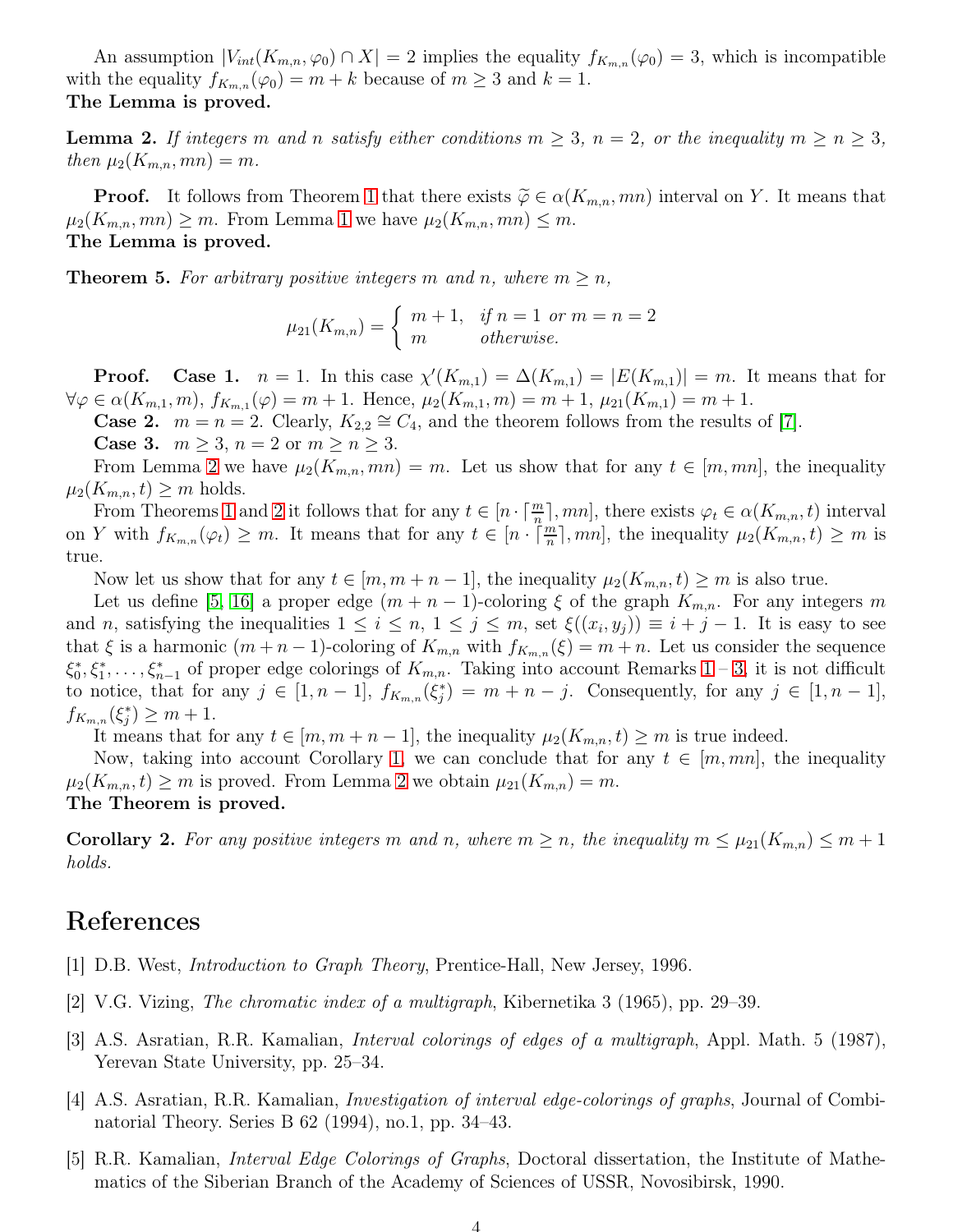An assumption $|V_{int}(K_{m,n}, \varphi_0) \cap X| = 2$ implies the equality $f_{K_{m,n}}(\varphi_0) = 3$, which is incompatible with the equality $f_{K_{m,n}}(\varphi_0) = m + k$ because of $m \geq 3$ and $k = 1$.
**The Lemma is proved.**

**Lemma 2.** *If integers $m$ and $n$ satisfy either conditions $m \geq 3$, $n = 2$, or the inequality $m \geq n \geq 3$, then $\mu_2(K_{m,n}, mn) = m$.*

**Proof.** It follows from Theorem 1 that there exists $\widetilde{\varphi} \in \alpha(K_{m,n}, mn)$ interval on $Y$. It means that $\mu_2(K_{m,n}, mn) \geq m$. From Lemma 1 we have $\mu_2(K_{m,n}, mn) \leq m$.
**The Lemma is proved.**

**Theorem 5.** *For arbitrary positive integers $m$ and $n$, where $m \geq n$,*

$$\mu_{21}(K_{m,n}) = \begin{cases} m+1, & \text{if } n = 1 \text{ or } m = n = 2 \\ m & \text{otherwise.} \end{cases}$$

**Proof.** **Case 1.** $n = 1$. In this case $\chi'(K_{m,1}) = \Delta(K_{m,1}) = |E(K_{m,1})| = m$. It means that for $\forall \varphi \in \alpha(K_{m,1}, m)$, $f_{K_{m,1}}(\varphi) = m + 1$. Hence, $\mu_2(K_{m,1}, m) = m + 1$, $\mu_{21}(K_{m,1}) = m + 1$.

**Case 2.** $m = n = 2$. Clearly, $K_{2,2} \cong C_4$, and the theorem follows from the results of [7].

**Case 3.** $m \geq 3$, $n = 2$ or $m \geq n \geq 3$.

From Lemma 2 we have $\mu_2(K_{m,n}, mn) = m$. Let us show that for any $t \in [m, mn]$, the inequality $\mu_2(K_{m,n}, t) \geq m$ holds.

From Theorems 1 and 2 it follows that for any $t \in [n \cdot \lceil \frac{m}{n} \rceil, mn]$, there exists $\varphi_t \in \alpha(K_{m,n}, t)$ interval on $Y$ with $f_{K_{m,n}}(\varphi_t) \geq m$. It means that for any $t \in [n \cdot \lceil \frac{m}{n} \rceil, mn]$, the inequality $\mu_2(K_{m,n}, t) \geq m$ is true.

Now let us show that for any $t \in [m, m + n - 1]$, the inequality $\mu_2(K_{m,n}, t) \geq m$ is also true.

Let us define [5, 16] a proper edge $(m + n - 1)$-coloring $\xi$ of the graph $K_{m,n}$. For any integers $m$ and $n$, satisfying the inequalities $1 \leq i \leq n$, $1 \leq j \leq m$, set $\xi((x_i, y_j)) \equiv i + j - 1$. It is easy to see that $\xi$ is a harmonic $(m + n - 1)$-coloring of $K_{m,n}$ with $f_{K_{m,n}}(\xi) = m + n$. Let us consider the sequence $\xi_0^*, \xi_1^*, \ldots, \xi_{n-1}^*$ of proper edge colorings of $K_{m,n}$. Taking into account Remarks 1 – 3, it is not difficult to notice, that for any $j \in [1, n - 1]$, $f_{K_{m,n}}(\xi_j^*) = m + n - j$. Consequently, for any $j \in [1, n - 1]$, $f_{K_{m,n}}(\xi_j^*) \geq m + 1$.

It means that for any $t \in [m, m + n - 1]$, the inequality $\mu_2(K_{m,n}, t) \geq m$ is true indeed.

Now, taking into account Corollary 1, we can conclude that for any $t \in [m, mn]$, the inequality $\mu_2(K_{m,n}, t) \geq m$ is proved. From Lemma 2 we obtain $\mu_{21}(K_{m,n}) = m$.
**The Theorem is proved.**

**Corollary 2.** *For any positive integers $m$ and $n$, where $m \geq n$, the inequality $m \leq \mu_{21}(K_{m,n}) \leq m + 1$ holds.*

# References

[1] D.B. West, *Introduction to Graph Theory*, Prentice-Hall, New Jersey, 1996.

[2] V.G. Vizing, *The chromatic index of a multigraph*, Kibernetika 3 (1965), pp. 29–39.

[3] A.S. Asratian, R.R. Kamalian, *Interval colorings of edges of a multigraph*, Appl. Math. 5 (1987), Yerevan State University, pp. 25–34.

[4] A.S. Asratian, R.R. Kamalian, *Investigation of interval edge-colorings of graphs*, Journal of Combinatorial Theory. Series B 62 (1994), no.1, pp. 34–43.

[5] R.R. Kamalian, *Interval Edge Colorings of Graphs*, Doctoral dissertation, the Institute of Mathematics of the Siberian Branch of the Academy of Sciences of USSR, Novosibirsk, 1990.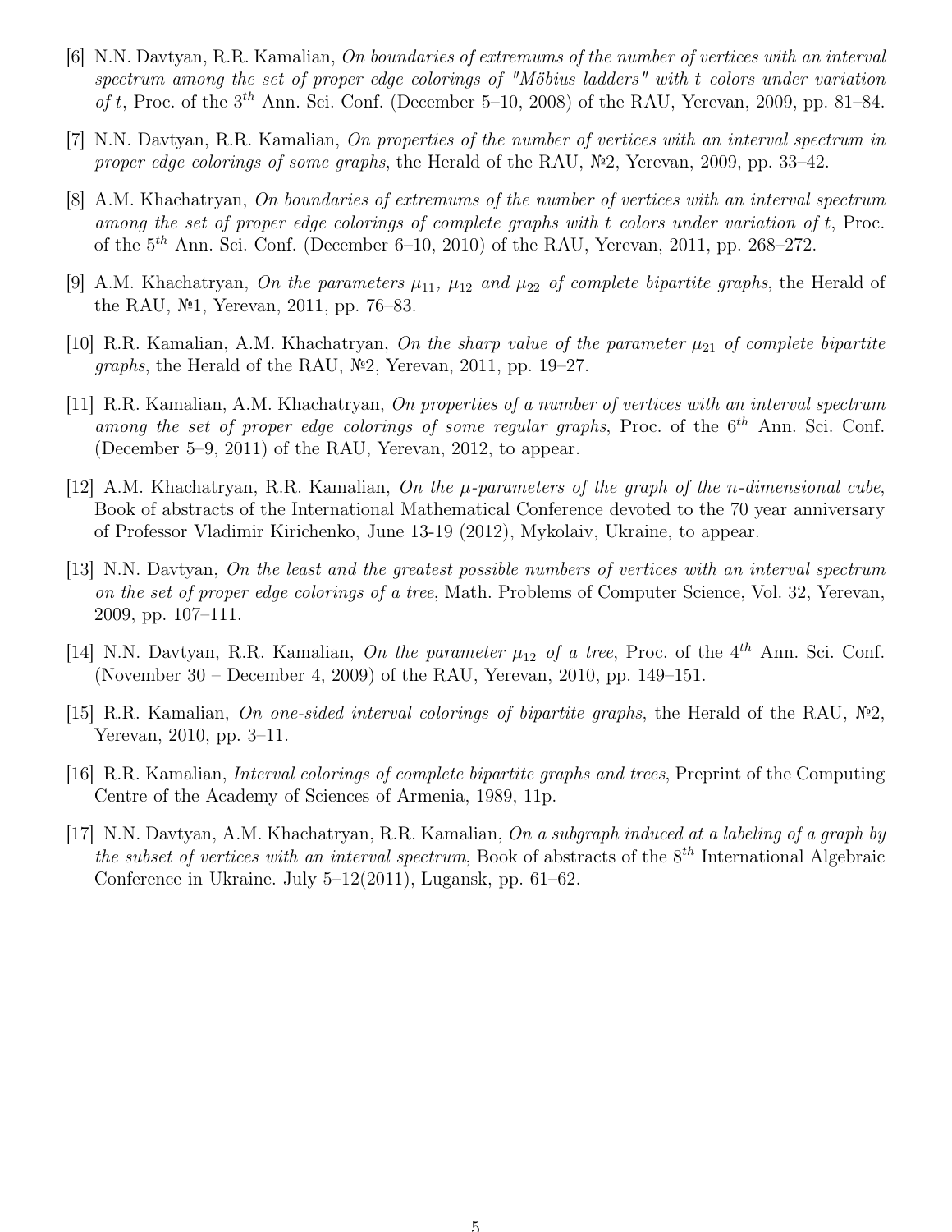[6] N.N. Davtyan, R.R. Kamalian, *On boundaries of extremums of the number of vertices with an interval spectrum among the set of proper edge colorings of "Möbius ladders" with $t$ colors under variation of $t$*, Proc. of the $3^{th}$ Ann. Sci. Conf. (December 5–10, 2008) of the RAU, Yerevan, 2009, pp. 81–84.

[7] N.N. Davtyan, R.R. Kamalian, *On properties of the number of vertices with an interval spectrum in proper edge colorings of some graphs*, the Herald of the RAU, №2, Yerevan, 2009, pp. 33–42.

[8] A.M. Khachatryan, *On boundaries of extremums of the number of vertices with an interval spectrum among the set of proper edge colorings of complete graphs with $t$ colors under variation of $t$*, Proc. of the $5^{th}$ Ann. Sci. Conf. (December 6–10, 2010) of the RAU, Yerevan, 2011, pp. 268–272.

[9] A.M. Khachatryan, *On the parameters $\mu_{11}$, $\mu_{12}$ and $\mu_{22}$ of complete bipartite graphs*, the Herald of the RAU, №1, Yerevan, 2011, pp. 76–83.

[10] R.R. Kamalian, A.M. Khachatryan, *On the sharp value of the parameter $\mu_{21}$ of complete bipartite graphs*, the Herald of the RAU, №2, Yerevan, 2011, pp. 19–27.

[11] R.R. Kamalian, A.M. Khachatryan, *On properties of a number of vertices with an interval spectrum among the set of proper edge colorings of some regular graphs*, Proc. of the $6^{th}$ Ann. Sci. Conf. (December 5–9, 2011) of the RAU, Yerevan, 2012, to appear.

[12] A.M. Khachatryan, R.R. Kamalian, *On the $\mu$-parameters of the graph of the $n$-dimensional cube*, Book of abstracts of the International Mathematical Conference devoted to the 70 year anniversary of Professor Vladimir Kirichenko, June 13-19 (2012), Mykolaiv, Ukraine, to appear.

[13] N.N. Davtyan, *On the least and the greatest possible numbers of vertices with an interval spectrum on the set of proper edge colorings of a tree*, Math. Problems of Computer Science, Vol. 32, Yerevan, 2009, pp. 107–111.

[14] N.N. Davtyan, R.R. Kamalian, *On the parameter $\mu_{12}$ of a tree*, Proc. of the $4^{th}$ Ann. Sci. Conf. (November 30 – December 4, 2009) of the RAU, Yerevan, 2010, pp. 149–151.

[15] R.R. Kamalian, *On one-sided interval colorings of bipartite graphs*, the Herald of the RAU, №2, Yerevan, 2010, pp. 3–11.

[16] R.R. Kamalian, *Interval colorings of complete bipartite graphs and trees*, Preprint of the Computing Centre of the Academy of Sciences of Armenia, 1989, 11p.

[17] N.N. Davtyan, A.M. Khachatryan, R.R. Kamalian, *On a subgraph induced at a labeling of a graph by the subset of vertices with an interval spectrum*, Book of abstracts of the $8^{th}$ International Algebraic Conference in Ukraine. July 5–12(2011), Lugansk, pp. 61–62.